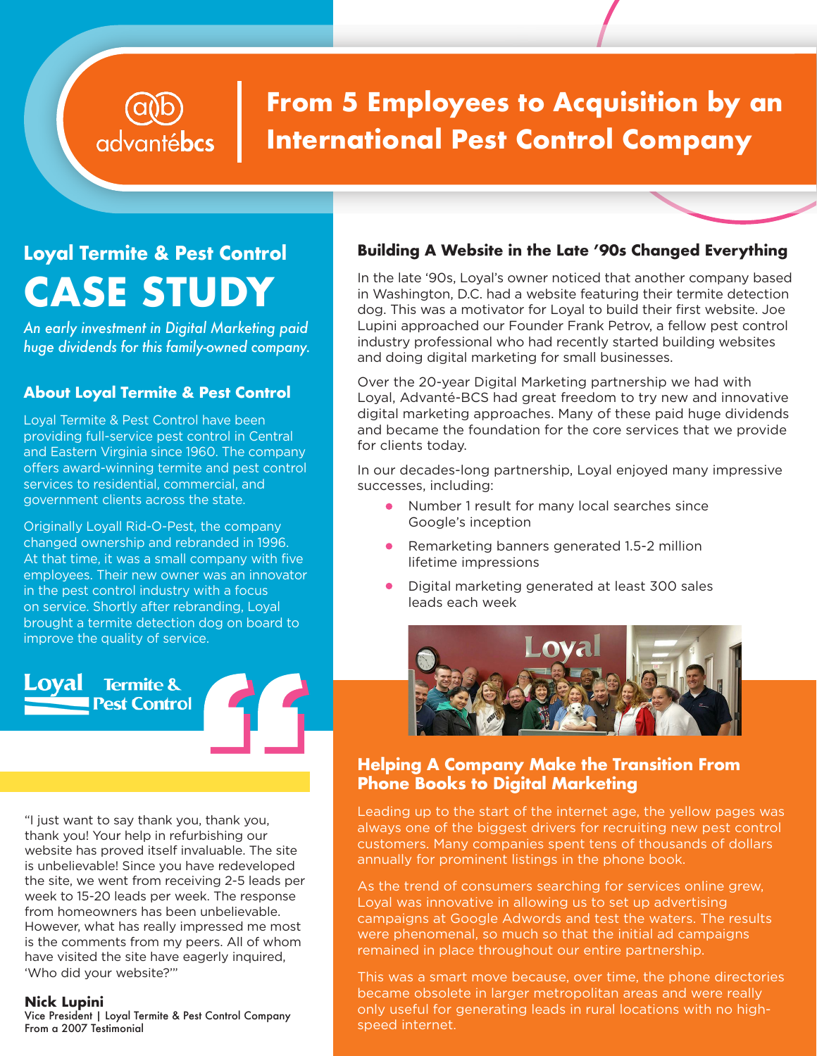# From 5 Employees to Acquisition by an International Pest Control Company

## Loyal Termite & Pest Control

# CASE STUDY

*An early investment in Digital Marketing paid huge dividends for this family-owned company.*

### About Loyal Termite & Pest Control

Loyal Termite & Pest Control have been providing full-service pest control in Central and Eastern Virginia since 1960. The company offers award-winning termite and pest control services to residential, commercial, and government clients across the state.

Originally Loyall Rid-O-Pest, the company changed ownership and rebranded in 1996. At that time, it was a small company with five employees. Their new owner was an innovator in the pest control industry with a focus on service. Shortly after rebranding, Loyal brought a termite detection dog on board to improve the quality of service.

"I just want to say thank you, thank you, thank you! Your help in refurbishing our website has proved itself invaluable. The site is unbelievable! Since you have redeveloped the site, we went from receiving 2-5 leads per week to 15-20 leads per week. The response from homeowners has been unbelievable. However, what has really impressed me most is the comments from my peers. All of whom have visited the site have eagerly inquired, 'Who did your website?'"

**Nick Lupini**
Vice President | Loyal Termite & Pest Control Company
From a 2007 Testimonial

### Building A Website in the Late '90s Changed Everything

In the late '90s, Loyal's owner noticed that another company based in Washington, D.C. had a website featuring their termite detection dog. This was a motivator for Loyal to build their first website. Joe Lupini approached our Founder Frank Petrov, a fellow pest control industry professional who had recently started building websites and doing digital marketing for small businesses.

Over the 20-year Digital Marketing partnership we had with Loyal, Advanté-BCS had great freedom to try new and innovative digital marketing approaches. Many of these paid huge dividends and became the foundation for the core services that we provide for clients today.

In our decades-long partnership, Loyal enjoyed many impressive successes, including:

- Number 1 result for many local searches since Google's inception
- Remarketing banners generated 1.5-2 million lifetime impressions
- Digital marketing generated at least 300 sales leads each week

### Helping A Company Make the Transition From Phone Books to Digital Marketing

Leading up to the start of the internet age, the yellow pages was always one of the biggest drivers for recruiting new pest control customers. Many companies spent tens of thousands of dollars annually for prominent listings in the phone book.

As the trend of consumers searching for services online grew, Loyal was innovative in allowing us to set up advertising campaigns at Google Adwords and test the waters. The results were phenomenal, so much so that the initial ad campaigns remained in place throughout our entire partnership.

This was a smart move because, over time, the phone directories became obsolete in larger metropolitan areas and were really only useful for generating leads in rural locations with no high-speed internet.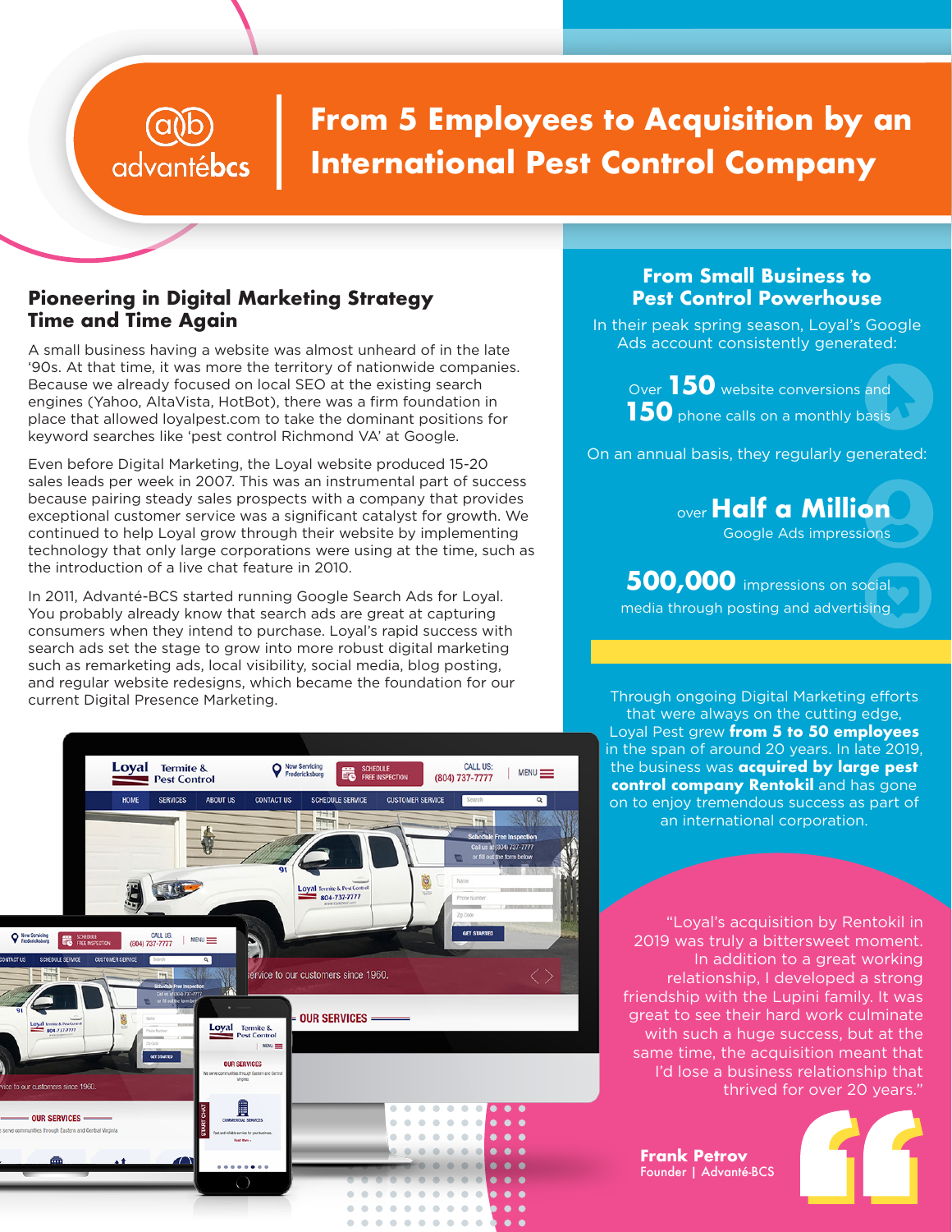# From 5 Employees to Acquisition by an International Pest Control Company

## Pioneering in Digital Marketing Strategy Time and Time Again

A small business having a website was almost unheard of in the late '90s. At that time, it was more the territory of nationwide companies. Because we already focused on local SEO at the existing search engines (Yahoo, AltaVista, HotBot), there was a firm foundation in place that allowed loyalpest.com to take the dominant positions for keyword searches like 'pest control Richmond VA' at Google.

Even before Digital Marketing, the Loyal website produced 15-20 sales leads per week in 2007. This was an instrumental part of success because pairing steady sales prospects with a company that provides exceptional customer service was a significant catalyst for growth. We continued to help Loyal grow through their website by implementing technology that only large corporations were using at the time, such as the introduction of a live chat feature in 2010.

In 2011, Advanté-BCS started running Google Search Ads for Loyal. You probably already know that search ads are great at capturing consumers when they intend to purchase. Loyal's rapid success with search ads set the stage to grow into more robust digital marketing such as remarketing ads, local visibility, social media, blog posting, and regular website redesigns, which became the foundation for our current Digital Presence Marketing.

## From Small Business to Pest Control Powerhouse

In their peak spring season, Loyal's Google Ads account consistently generated:

Over **150** website conversions and **150** phone calls on a monthly basis

On an annual basis, they regularly generated:

over **Half a Million** Google Ads impressions

**500,000** impressions on social media through posting and advertising

Through ongoing Digital Marketing efforts that were always on the cutting edge, Loyal Pest grew **from 5 to 50 employees** in the span of around 20 years. In late 2019, the business was **acquired by large pest control company Rentokil** and has gone on to enjoy tremendous success as part of an international corporation.

"Loyal's acquisition by Rentokil in 2019 was truly a bittersweet moment. In addition to a great working relationship, I developed a strong friendship with the Lupini family. It was great to see their hard work culminate with such a huge success, but at the same time, the acquisition meant that I'd lose a business relationship that thrived for over 20 years."

**Frank Petrov**
Founder | Advanté-BCS